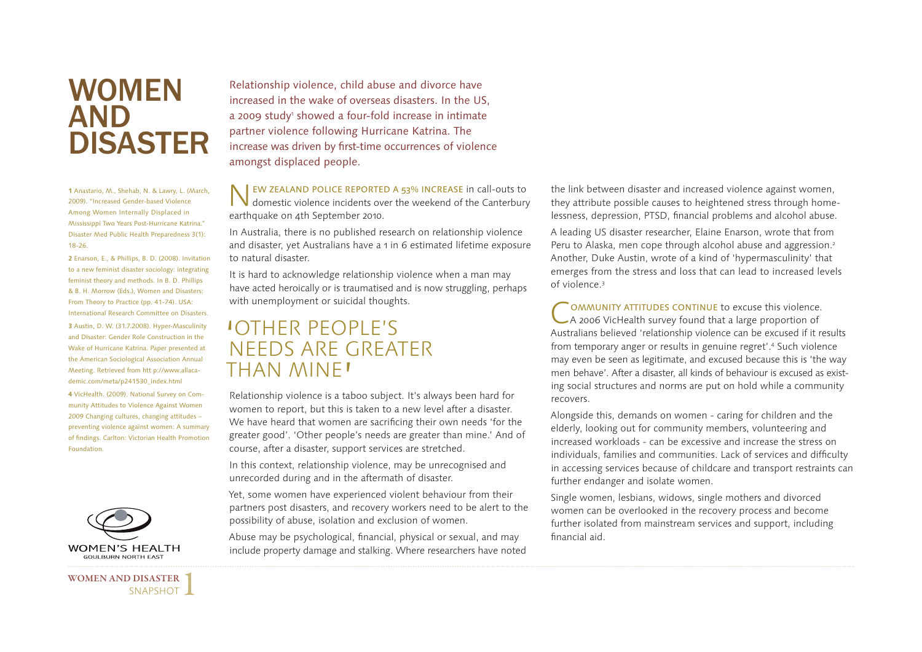# WOMEN AND DISASTER

Relationship violence, child abuse and divorce have increased in the wake of overseas disasters. In the US, a 2009 study[1] showed a four-fold increase in intimate partner violence following Hurricane Katrina. The increase was driven by first-time occurrences of violence amongst displaced people.

NEW ZEALAND POLICE REPORTED A 53% INCREASE in call-outs to domestic violence incidents over the weekend of the Canterbury earthquake on 4th September 2010.

In Australia, there is no published research on relationship violence and disaster, yet Australians have a 1 in 6 estimated lifetime exposure to natural disaster.

It is hard to acknowledge relationship violence when a man may have acted heroically or is traumatised and is now struggling, perhaps with unemployment or suicidal thoughts.

## 'OTHER PEOPLE'S NEEDS ARE GREATER THAN MINE'

Relationship violence is a taboo subject. It's always been hard for women to report, but this is taken to a new level after a disaster. We have heard that women are sacrificing their own needs 'for the greater good'. 'Other people's needs are greater than mine.' And of course, after a disaster, support services are stretched.

In this context, relationship violence, may be unrecognised and unrecorded during and in the aftermath of disaster.

Yet, some women have experienced violent behaviour from their partners post disasters, and recovery workers need to be alert to the possibility of abuse, isolation and exclusion of women.

Abuse may be psychological, financial, physical or sexual, and may include property damage and stalking. Where researchers have noted the link between disaster and increased violence against women, they attribute possible causes to heightened stress through homelessness, depression, PTSD, financial problems and alcohol abuse.

A leading US disaster researcher, Elaine Enarson, wrote that from Peru to Alaska, men cope through alcohol abuse and aggression.[2] Another, Duke Austin, wrote of a kind of 'hypermasculinity' that emerges from the stress and loss that can lead to increased levels of violence.[3]

COMMUNITY ATTITUDES CONTINUE to excuse this violence. A 2006 VicHealth survey found that a large proportion of Australians believed 'relationship violence can be excused if it results from temporary anger or results in genuine regret'.[4] Such violence may even be seen as legitimate, and excused because this is 'the way men behave'. After a disaster, all kinds of behaviour is excused as existing social structures and norms are put on hold while a community recovers.

Alongside this, demands on women - caring for children and the elderly, looking out for community members, volunteering and increased workloads - can be excessive and increase the stress on individuals, families and communities. Lack of services and difficulty in accessing services because of childcare and transport restraints can further endanger and isolate women.

Single women, lesbians, widows, single mothers and divorced women can be overlooked in the recovery process and become further isolated from mainstream services and support, including financial aid.

---

**1** Anastario, M., Shehab, N. & Lawry, L. (March, 2009). "Increased Gender-based Violence Among Women Internally Displaced in Mississippi Two Years Post-Hurricane Katrina." Disaster Med Public Health Preparedness 3(1): 18-26.

**2** Enarson, E., & Phillips, B. D. (2008). Invitation to a new feminist disaster sociology: integrating feminist theory and methods. In B. D. Phillips & B. H. Morrow (Eds.), Women and Disasters: From Theory to Practice (pp. 41-74). USA: International Research Committee on Disasters.

**3** Austin, D. W. (31.7.2008). Hyper-Masculinity and Disaster: Gender Role Construction in the Wake of Hurricane Katrina. Paper presented at the American Sociological Association Annual Meeting. Retrieved from htt p://www.allacademic.com/meta/p241530_index.html

**4** VicHealth. (2009). National Survey on Community Attitudes to Violence Against Women 2009 Changing cultures, changing attitudes – preventing violence against women: A summary of findings. Carlton: Victorian Health Promotion Foundation.

WOMEN'S HEALTH GOULBURN NORTH EAST

WOMEN AND DISASTER SNAPSHOT 1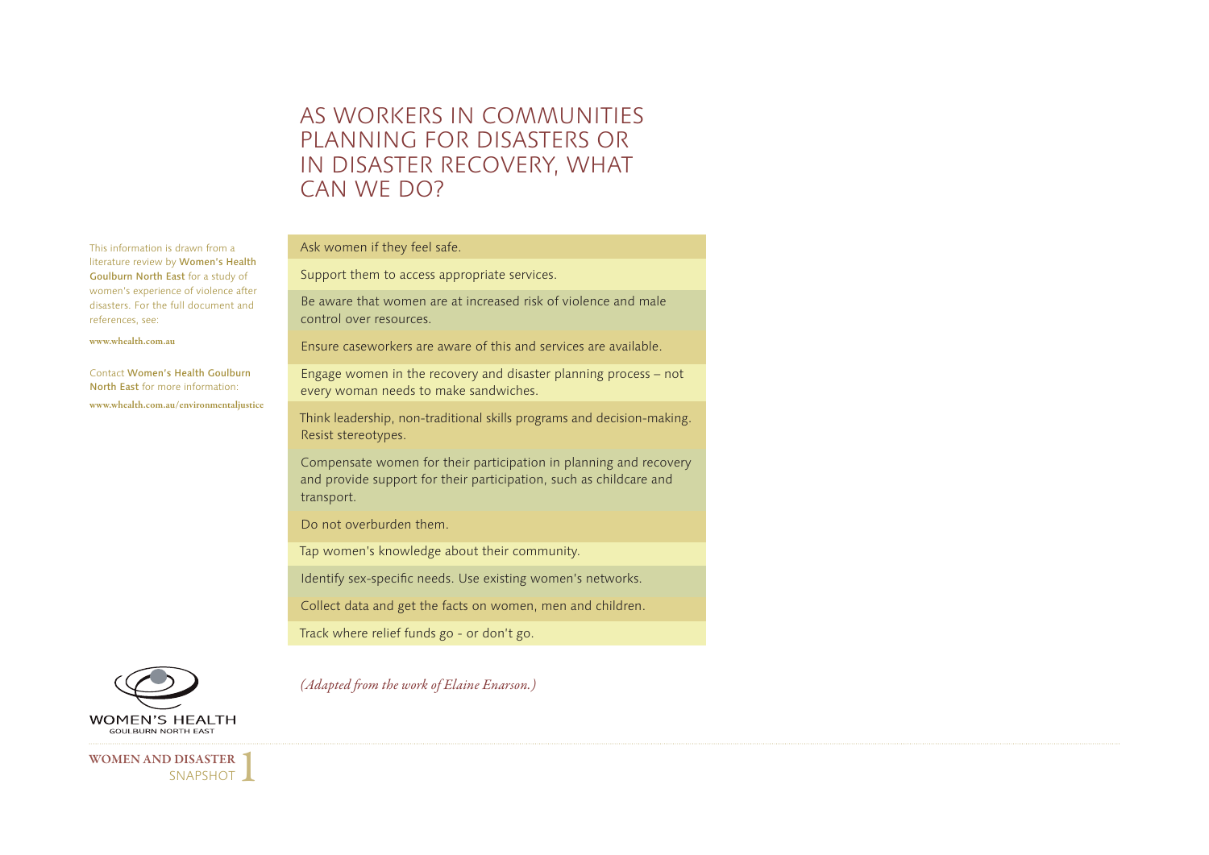# AS WORKERS IN COMMUNITIES PLANNING FOR DISASTERS OR IN DISASTER RECOVERY, WHAT CAN WE DO?

This information is drawn from a literature review by **Women's Health Goulburn North East** for a study of women's experience of violence after disasters. For the full document and references, see:

**www.whealth.com.au**

Contact **Women's Health Goulburn North East** for more information:

**www.whealth.com.au/environmentaljustice**

- Ask women if they feel safe.
- Support them to access appropriate services.
- Be aware that women are at increased risk of violence and male control over resources.
- Ensure caseworkers are aware of this and services are available.
- Engage women in the recovery and disaster planning process – not every woman needs to make sandwiches.
- Think leadership, non-traditional skills programs and decision-making. Resist stereotypes.
- Compensate women for their participation in planning and recovery and provide support for their participation, such as childcare and transport.
- Do not overburden them.
- Tap women's knowledge about their community.
- Identify sex-specific needs. Use existing women's networks.
- Collect data and get the facts on women, men and children.
- Track where relief funds go - or don't go.

*(Adapted from the work of Elaine Enarson.)*

WOMEN'S HEALTH
GOULBURN NORTH EAST

**WOMEN AND DISASTER** SNAPSHOT 1